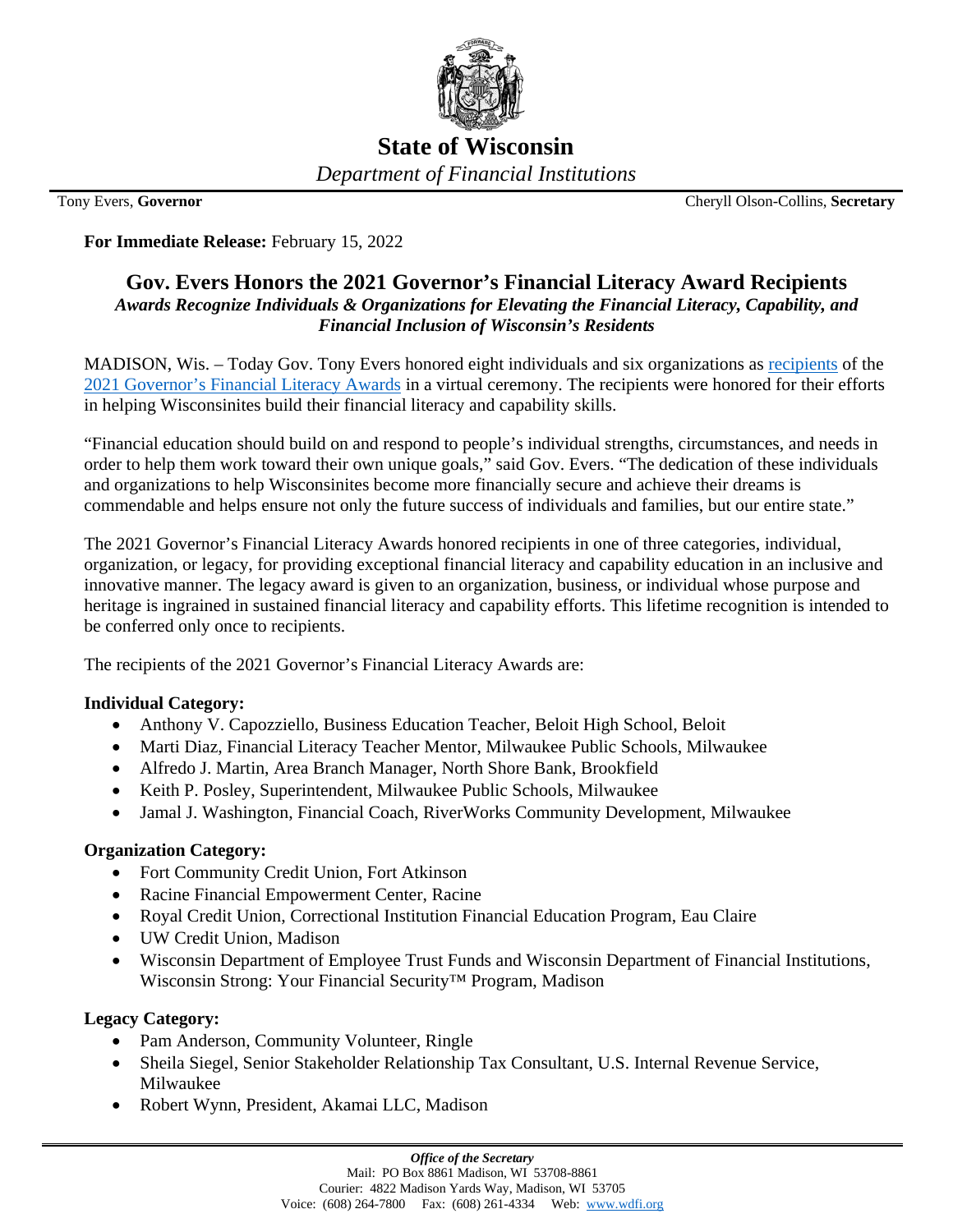# State of Wisconsin

*Department of Financial Institutions*

Tony Evers, **Governor** Cheryll Olson-Collins, **Secretary**

**For Immediate Release:** February 15, 2022

## Gov. Evers Honors the 2021 Governor's Financial Literacy Award Recipients

***Awards Recognize Individuals & Organizations for Elevating the Financial Literacy, Capability, and Financial Inclusion of Wisconsin's Residents***

MADISON, Wis. – Today Gov. Tony Evers honored eight individuals and six organizations as recipients of the 2021 Governor's Financial Literacy Awards in a virtual ceremony. The recipients were honored for their efforts in helping Wisconsinites build their financial literacy and capability skills.

"Financial education should build on and respond to people's individual strengths, circumstances, and needs in order to help them work toward their own unique goals," said Gov. Evers. "The dedication of these individuals and organizations to help Wisconsinites become more financially secure and achieve their dreams is commendable and helps ensure not only the future success of individuals and families, but our entire state."

The 2021 Governor's Financial Literacy Awards honored recipients in one of three categories, individual, organization, or legacy, for providing exceptional financial literacy and capability education in an inclusive and innovative manner. The legacy award is given to an organization, business, or individual whose purpose and heritage is ingrained in sustained financial literacy and capability efforts. This lifetime recognition is intended to be conferred only once to recipients.

The recipients of the 2021 Governor's Financial Literacy Awards are:

**Individual Category:**

- Anthony V. Capozziello, Business Education Teacher, Beloit High School, Beloit
- Marti Diaz, Financial Literacy Teacher Mentor, Milwaukee Public Schools, Milwaukee
- Alfredo J. Martin, Area Branch Manager, North Shore Bank, Brookfield
- Keith P. Posley, Superintendent, Milwaukee Public Schools, Milwaukee
- Jamal J. Washington, Financial Coach, RiverWorks Community Development, Milwaukee

**Organization Category:**

- Fort Community Credit Union, Fort Atkinson
- Racine Financial Empowerment Center, Racine
- Royal Credit Union, Correctional Institution Financial Education Program, Eau Claire
- UW Credit Union, Madison
- Wisconsin Department of Employee Trust Funds and Wisconsin Department of Financial Institutions, Wisconsin Strong: Your Financial Security™ Program, Madison

**Legacy Category:**

- Pam Anderson, Community Volunteer, Ringle
- Sheila Siegel, Senior Stakeholder Relationship Tax Consultant, U.S. Internal Revenue Service, Milwaukee
- Robert Wynn, President, Akamai LLC, Madison

*Office of the Secretary*
Mail: PO Box 8861 Madison, WI 53708-8861
Courier: 4822 Madison Yards Way, Madison, WI 53705
Voice: (608) 264-7800 Fax: (608) 261-4334 Web: www.wdfi.org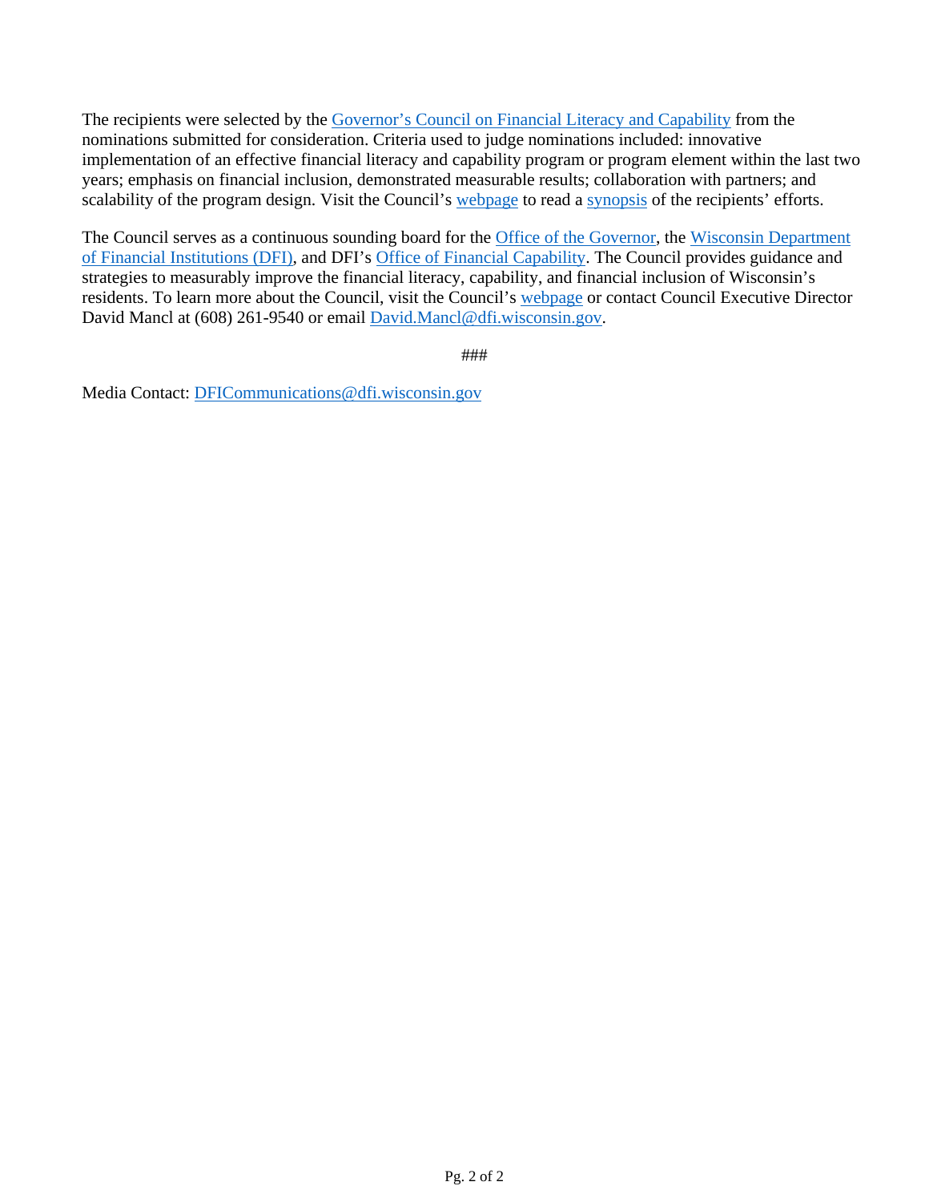The recipients were selected by the Governor's Council on Financial Literacy and Capability from the nominations submitted for consideration. Criteria used to judge nominations included: innovative implementation of an effective financial literacy and capability program or program element within the last two years; emphasis on financial inclusion, demonstrated measurable results; collaboration with partners; and scalability of the program design. Visit the Council's webpage to read a synopsis of the recipients' efforts.

The Council serves as a continuous sounding board for the Office of the Governor, the Wisconsin Department of Financial Institutions (DFI), and DFI's Office of Financial Capability. The Council provides guidance and strategies to measurably improve the financial literacy, capability, and financial inclusion of Wisconsin's residents. To learn more about the Council, visit the Council's webpage or contact Council Executive Director David Mancl at (608) 261-9540 or email David.Mancl@dfi.wisconsin.gov.

###

Media Contact: DFICommunications@dfi.wisconsin.gov